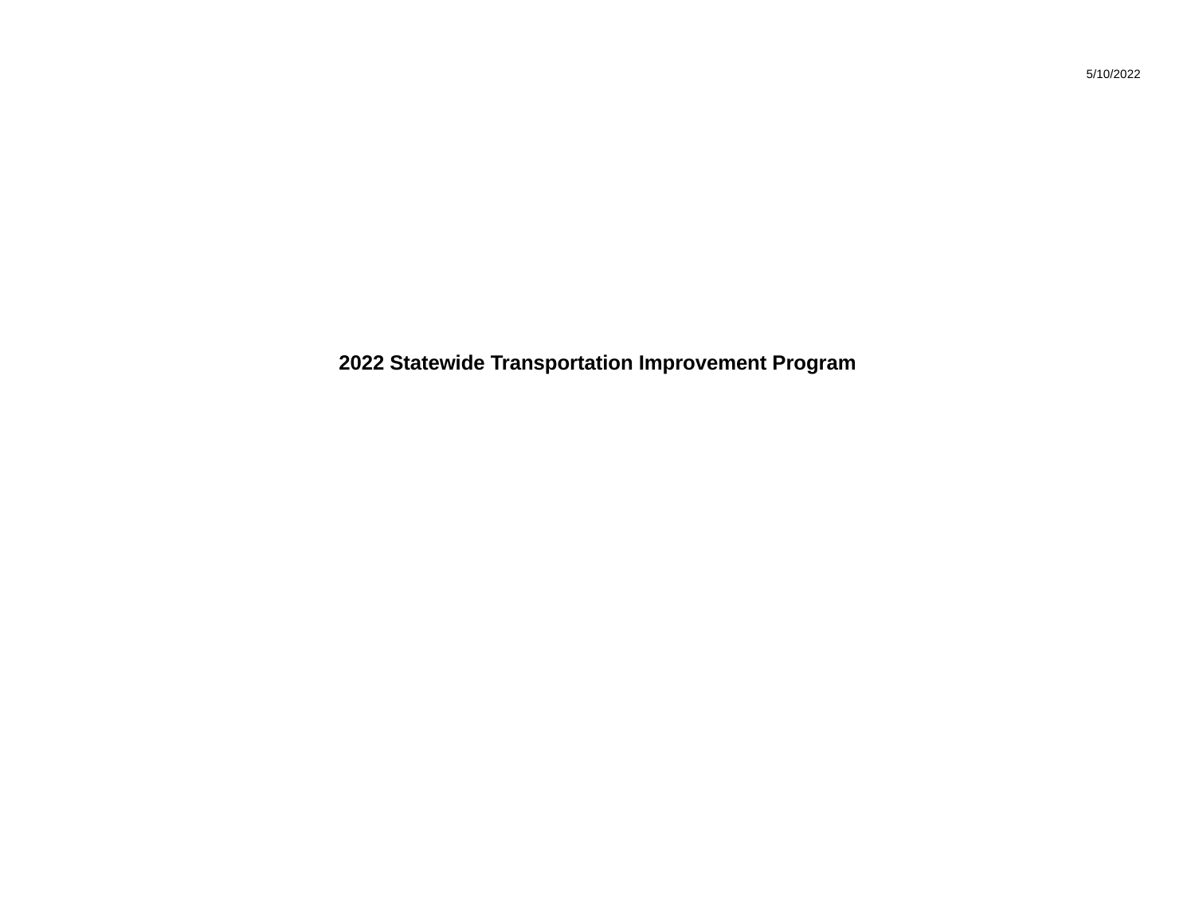5/10/2022

# 2022 Statewide Transportation Improvement Program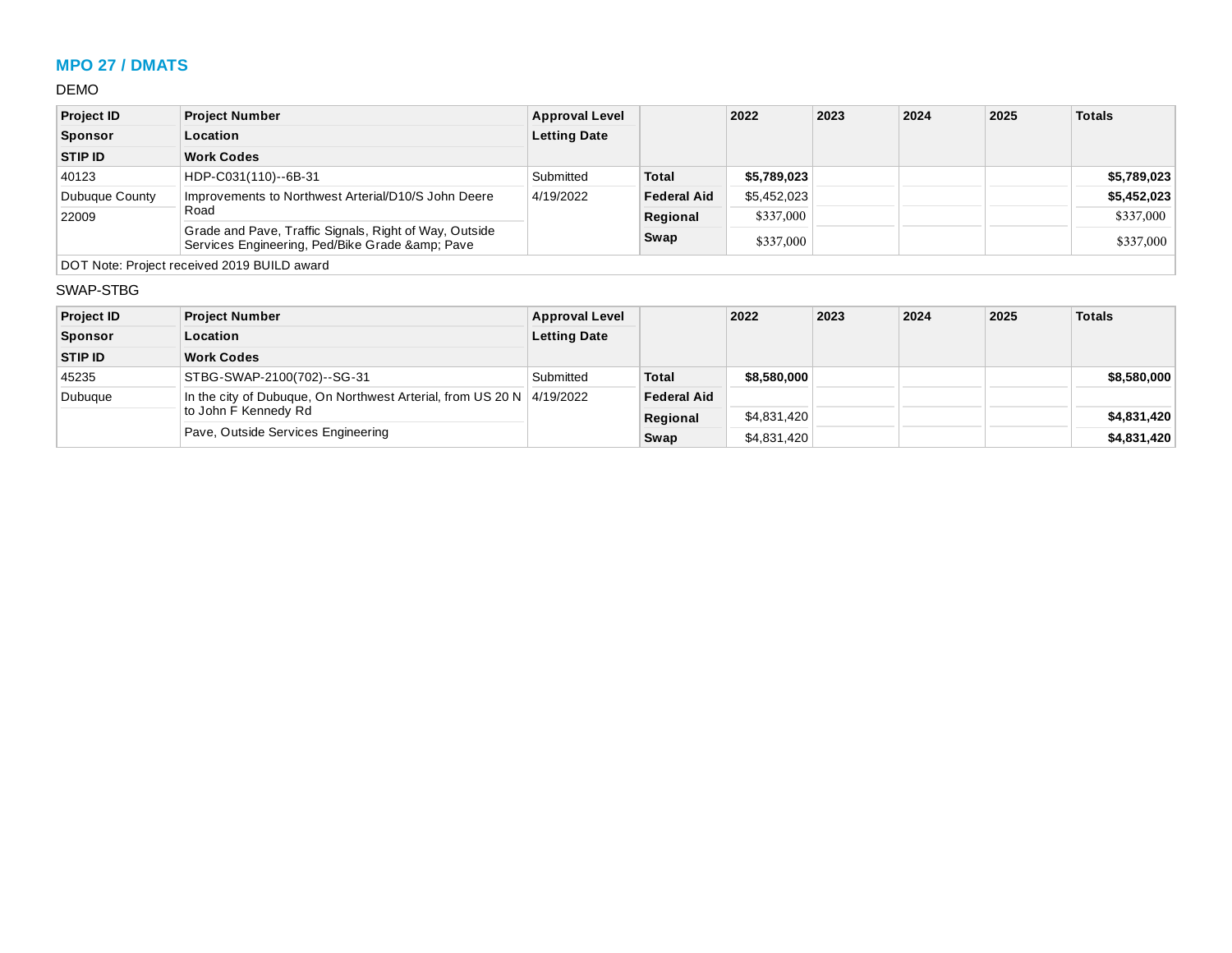## MPO 27 / DMATS

DEMO

| Project ID / Sponsor / STIP ID | Project Number / Location / Work Codes | Approval Level / Letting Date | | 2022 | 2023 | 2024 | 2025 | Totals |
|---|---|---|---|---|---|---|---|---|
| 40123 | HDP-C031(110)--6B-31 | Submitted | **Total** | **$5,789,023** | | | | **$5,789,023** |
| Dubuque County | Improvements to Northwest Arterial/D10/S John Deere Road | 4/19/2022 | **Federal Aid** | $5,452,023 | | | | **$5,452,023** |
| 22009 | Grade and Pave, Traffic Signals, Right of Way, Outside Services Engineering, Ped/Bike Grade &amp; Pave | | **Regional** | $337,000 | | | | $337,000 |
| | | | **Swap** | $337,000 | | | | $337,000 |
| DOT Note: Project received 2019 BUILD award | | | | | | | | |

SWAP-STBG

| Project ID / Sponsor / STIP ID | Project Number / Location / Work Codes | Approval Level / Letting Date | | 2022 | 2023 | 2024 | 2025 | Totals |
|---|---|---|---|---|---|---|---|---|
| 45235 | STBG-SWAP-2100(702)--SG-31 | Submitted | **Total** | **$8,580,000** | | | | **$8,580,000** |
| Dubuque | In the city of Dubuque, On Northwest Arterial, from US 20 N to John F Kennedy Rd | 4/19/2022 | **Federal Aid** | | | | | |
| | Pave, Outside Services Engineering | | **Regional** | $4,831,420 | | | | **$4,831,420** |
| | | | **Swap** | $4,831,420 | | | | **$4,831,420** |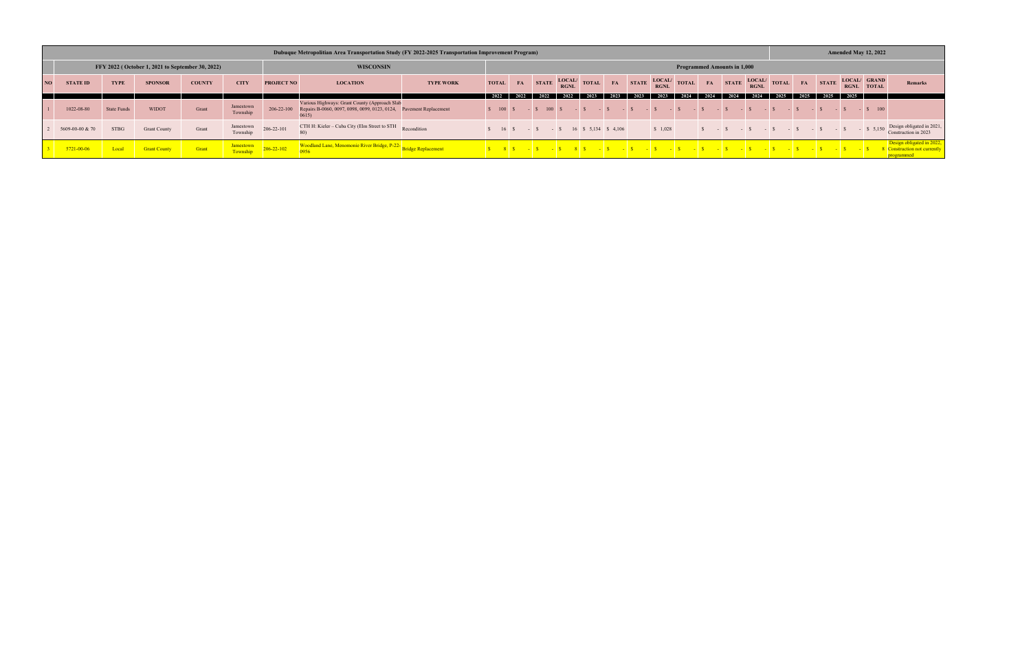Dubuque Metropolitan Area Transportation Study (FY 2022-2025 Transportation Improvement Program)

Amended May 12, 2022

FFY 2022 ( October 1, 2021 to September 30, 2022)

WISCONSIN

Programmed Amounts in 1,000

| NO | STATE ID | TYPE | SPONSOR | COUNTY | CITY | PROJECT NO | LOCATION | TYPE WORK | TOTAL | FA | STATE | LOCAL/ RGNL | TOTAL | FA | STATE | LOCAL/ RGNL | TOTAL | FA | STATE | LOCAL/ RGNL | TOTAL | FA | STATE | LOCAL/ RGNL | GRAND TOTAL | Remarks |
|---|---|---|---|---|---|---|---|---|---|---|---|---|---|---|---|---|---|---|---|---|---|---|---|---|---|---|
| | | | | | | | | | 2022 | 2022 | 2022 | 2022 | 2023 | 2023 | 2023 | 2023 | 2024 | 2024 | 2024 | 2024 | 2025 | 2025 | 2025 | 2025 | | |
| 1 | 1022-08-80 | State Funds | WIDOT | Grant | Jamestown Township | 206-22-100 | Various Highways: Grant County (Approach Slab Repairs B-0060, 0097, 0098, 0099, 0123, 0124, 0615) | Pavement Replacement | $ 100 | $ - | $ 100 | $ - | $ - | $ - | $ - | $ - | $ - | $ - | $ - | $ - | $ - | $ - | $ - | $ - | $ 100 | |
| 2 | 5609-00-00 & 70 | STBG | Grant County | Grant | Jamestown Township | 206-22-101 | CTH H: Kieler – Cuba City (Elm Street to STH 80) | Recondition | $ 16 | $ - | $ - | $ 16 | $ 5,134 | $ 4,106 | | $ 1,028 | | $ - | $ - | $ - | $ - | $ - | $ - | $ - | $ 5,150 | Design obligated in 2021, Construction in 2023 |
| 3 | 5721-00-06 | Local | Grant County | Grant | Jamestown Township | 206-22-102 | Woodland Lane, Menomonie River Bridge, P-22-0956 | Bridge Replacement | $ 8 | $ - | $ - | $ 8 | $ - | $ - | $ - | $ - | $ - | $ - | $ - | $ - | $ - | $ - | $ - | $ - | $ 8 | Design obligated in 2022, Construction not currently programmed |